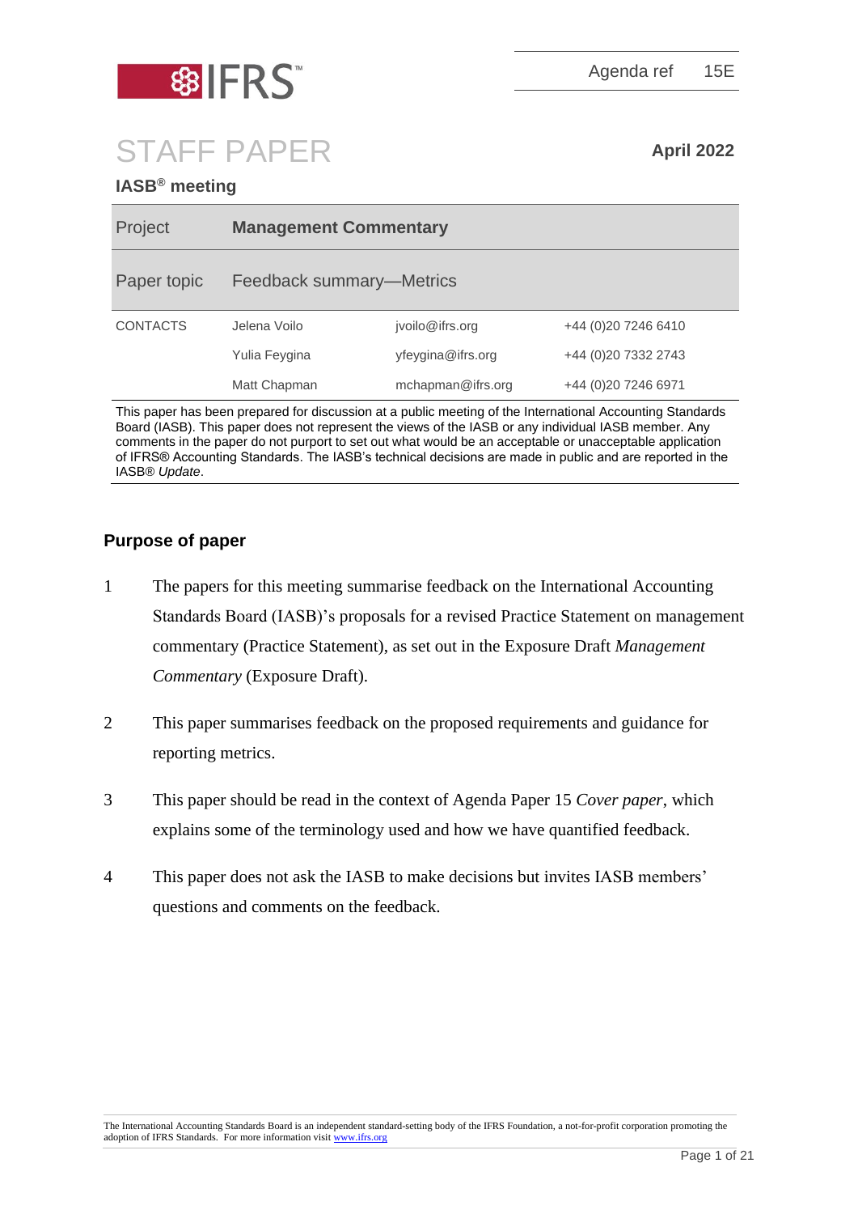Agenda ref 15E

# STAFF PAPER

**April 2022**

**IASB® meeting**

| Project | **Management Commentary** | |
|---|---|---|
| Paper topic | Feedback summary—Metrics | |
| CONTACTS | Jelena Voilo | jvoilo@ifrs.org | +44 (0)20 7246 6410 |
| | Yulia Feygina | yfeygina@ifrs.org | +44 (0)20 7332 2743 |
| | Matt Chapman | mchapman@ifrs.org | +44 (0)20 7246 6971 |

This paper has been prepared for discussion at a public meeting of the International Accounting Standards Board (IASB). This paper does not represent the views of the IASB or any individual IASB member. Any comments in the paper do not purport to set out what would be an acceptable or unacceptable application of IFRS® Accounting Standards. The IASB's technical decisions are made in public and are reported in the IASB® *Update*.

## Purpose of paper

1. The papers for this meeting summarise feedback on the International Accounting Standards Board (IASB)'s proposals for a revised Practice Statement on management commentary (Practice Statement), as set out in the Exposure Draft *Management Commentary* (Exposure Draft).

2. This paper summarises feedback on the proposed requirements and guidance for reporting metrics.

3. This paper should be read in the context of Agenda Paper 15 *Cover paper*, which explains some of the terminology used and how we have quantified feedback.

4. This paper does not ask the IASB to make decisions but invites IASB members' questions and comments on the feedback.

The International Accounting Standards Board is an independent standard-setting body of the IFRS Foundation, a not-for-profit corporation promoting the adoption of IFRS Standards. For more information visit www.ifrs.org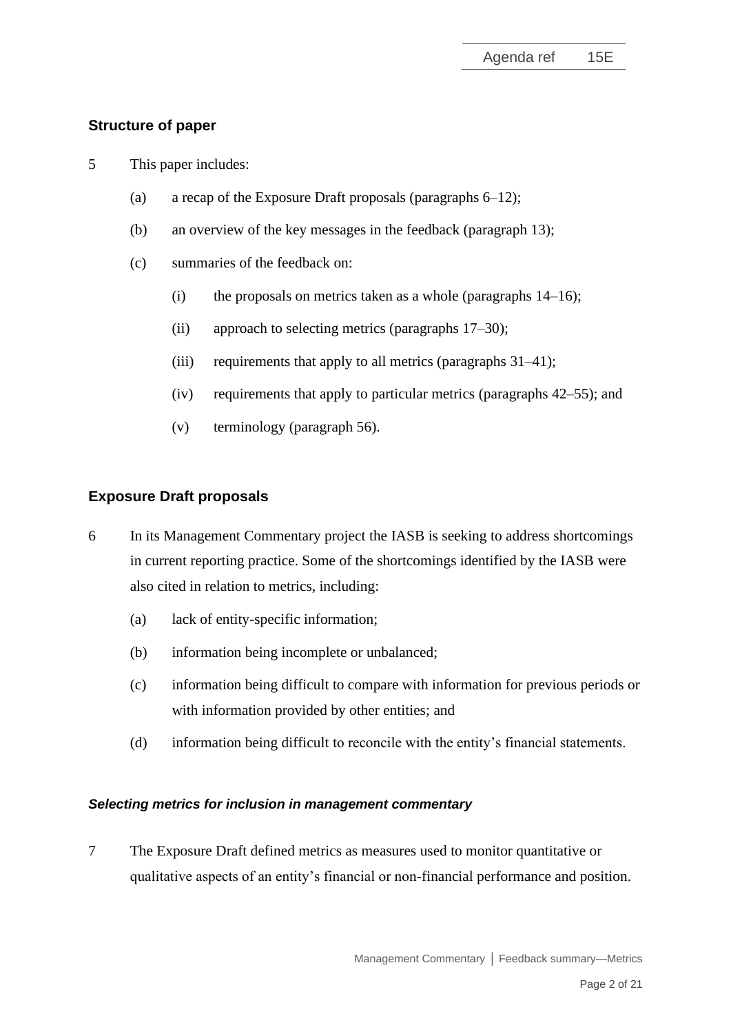## Structure of paper

5 This paper includes:

(a) a recap of the Exposure Draft proposals (paragraphs 6–12);

(b) an overview of the key messages in the feedback (paragraph 13);

(c) summaries of the feedback on:

(i) the proposals on metrics taken as a whole (paragraphs 14–16);

(ii) approach to selecting metrics (paragraphs 17–30);

(iii) requirements that apply to all metrics (paragraphs 31–41);

(iv) requirements that apply to particular metrics (paragraphs 42–55); and

(v) terminology (paragraph 56).

## Exposure Draft proposals

6 In its Management Commentary project the IASB is seeking to address shortcomings in current reporting practice. Some of the shortcomings identified by the IASB were also cited in relation to metrics, including:

(a) lack of entity-specific information;

(b) information being incomplete or unbalanced;

(c) information being difficult to compare with information for previous periods or with information provided by other entities; and

(d) information being difficult to reconcile with the entity's financial statements.

### *Selecting metrics for inclusion in management commentary*

7 The Exposure Draft defined metrics as measures used to monitor quantitative or qualitative aspects of an entity's financial or non-financial performance and position.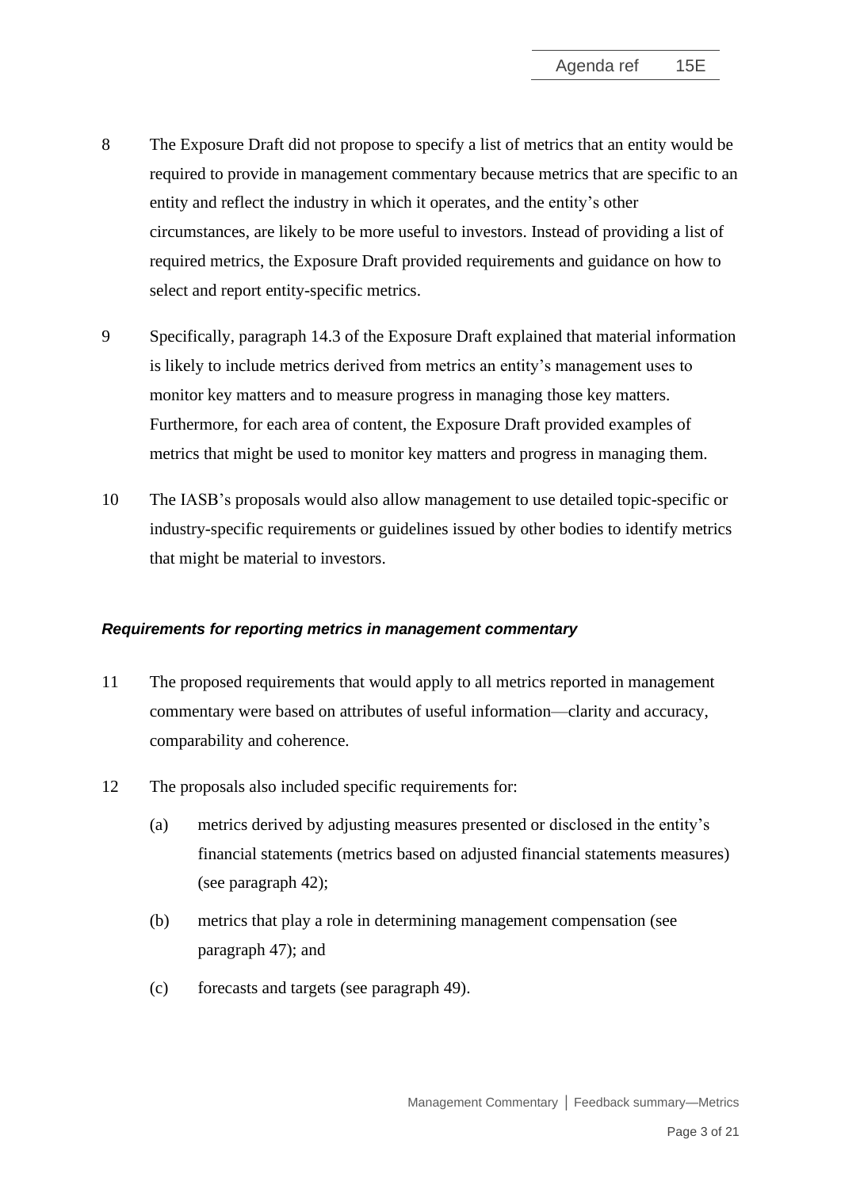8 The Exposure Draft did not propose to specify a list of metrics that an entity would be required to provide in management commentary because metrics that are specific to an entity and reflect the industry in which it operates, and the entity's other circumstances, are likely to be more useful to investors. Instead of providing a list of required metrics, the Exposure Draft provided requirements and guidance on how to select and report entity-specific metrics.

9 Specifically, paragraph 14.3 of the Exposure Draft explained that material information is likely to include metrics derived from metrics an entity's management uses to monitor key matters and to measure progress in managing those key matters. Furthermore, for each area of content, the Exposure Draft provided examples of metrics that might be used to monitor key matters and progress in managing them.

10 The IASB's proposals would also allow management to use detailed topic-specific or industry-specific requirements or guidelines issued by other bodies to identify metrics that might be material to investors.

### *Requirements for reporting metrics in management commentary*

11 The proposed requirements that would apply to all metrics reported in management commentary were based on attributes of useful information—clarity and accuracy, comparability and coherence.

12 The proposals also included specific requirements for:

(a) metrics derived by adjusting measures presented or disclosed in the entity's financial statements (metrics based on adjusted financial statements measures) (see paragraph 42);

(b) metrics that play a role in determining management compensation (see paragraph 47); and

(c) forecasts and targets (see paragraph 49).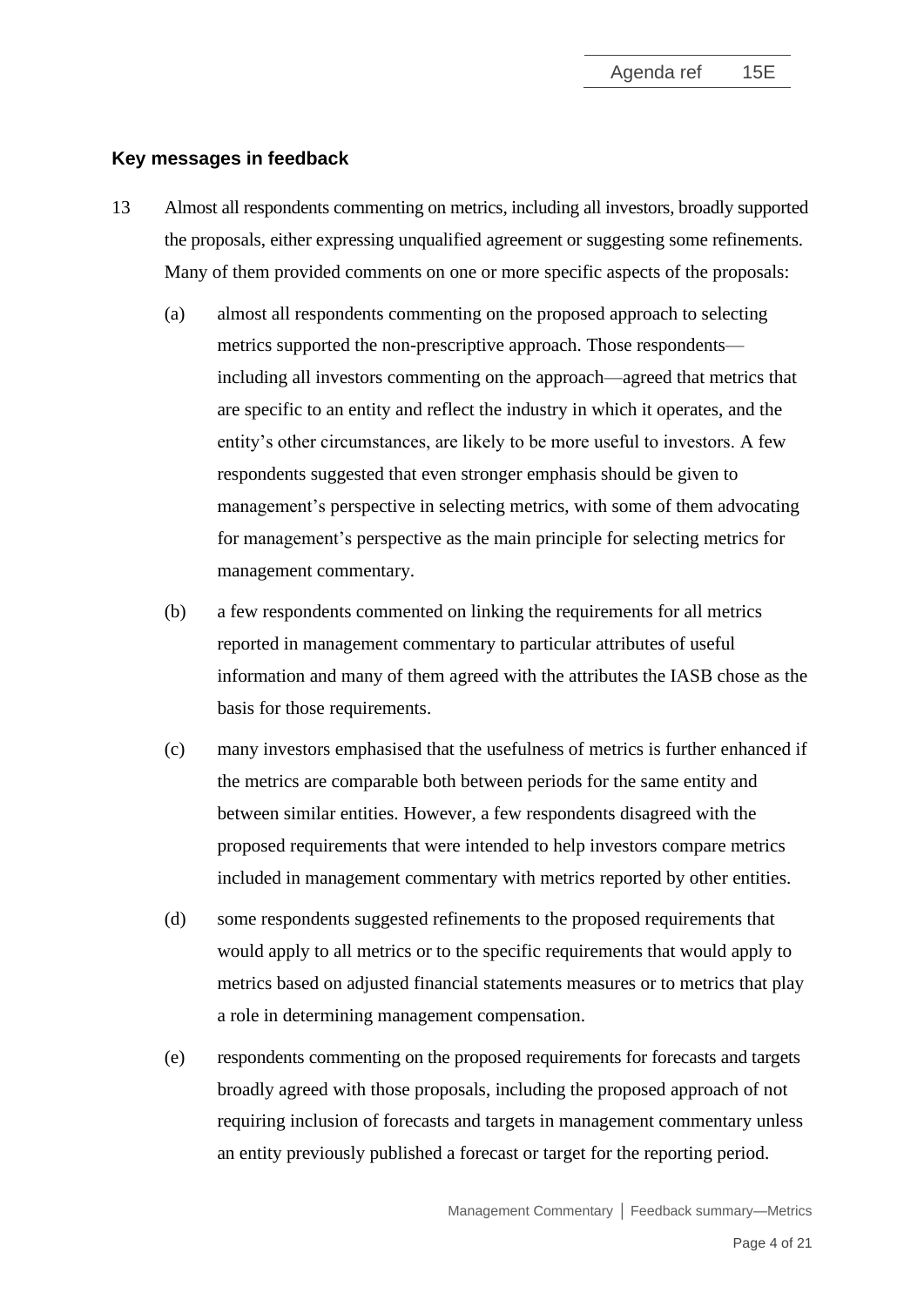## Key messages in feedback

13 Almost all respondents commenting on metrics, including all investors, broadly supported the proposals, either expressing unqualified agreement or suggesting some refinements. Many of them provided comments on one or more specific aspects of the proposals:

(a) almost all respondents commenting on the proposed approach to selecting metrics supported the non-prescriptive approach. Those respondents—including all investors commenting on the approach—agreed that metrics that are specific to an entity and reflect the industry in which it operates, and the entity's other circumstances, are likely to be more useful to investors. A few respondents suggested that even stronger emphasis should be given to management's perspective in selecting metrics, with some of them advocating for management's perspective as the main principle for selecting metrics for management commentary.

(b) a few respondents commented on linking the requirements for all metrics reported in management commentary to particular attributes of useful information and many of them agreed with the attributes the IASB chose as the basis for those requirements.

(c) many investors emphasised that the usefulness of metrics is further enhanced if the metrics are comparable both between periods for the same entity and between similar entities. However, a few respondents disagreed with the proposed requirements that were intended to help investors compare metrics included in management commentary with metrics reported by other entities.

(d) some respondents suggested refinements to the proposed requirements that would apply to all metrics or to the specific requirements that would apply to metrics based on adjusted financial statements measures or to metrics that play a role in determining management compensation.

(e) respondents commenting on the proposed requirements for forecasts and targets broadly agreed with those proposals, including the proposed approach of not requiring inclusion of forecasts and targets in management commentary unless an entity previously published a forecast or target for the reporting period.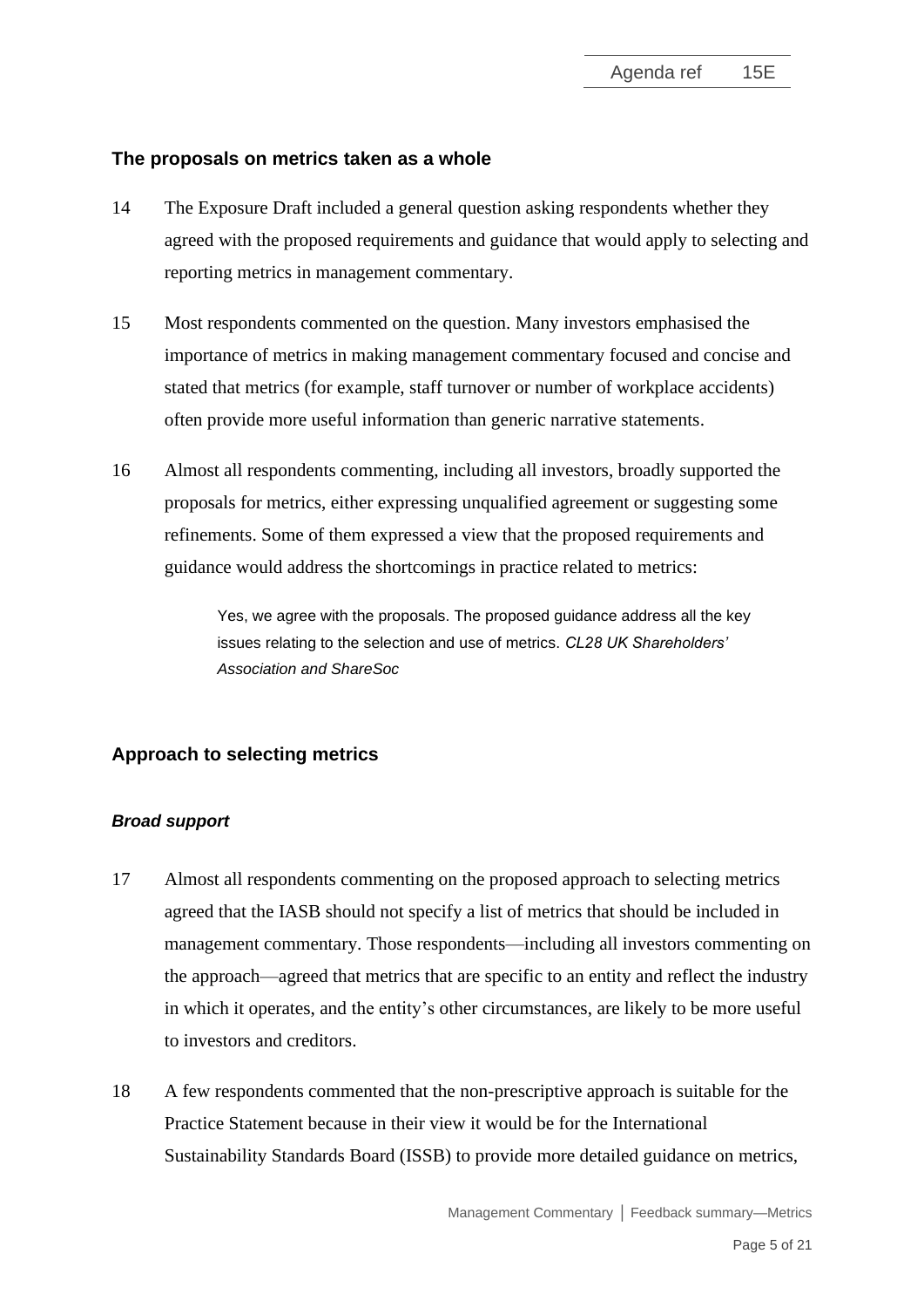## The proposals on metrics taken as a whole

14 The Exposure Draft included a general question asking respondents whether they agreed with the proposed requirements and guidance that would apply to selecting and reporting metrics in management commentary.

15 Most respondents commented on the question. Many investors emphasised the importance of metrics in making management commentary focused and concise and stated that metrics (for example, staff turnover or number of workplace accidents) often provide more useful information than generic narrative statements.

16 Almost all respondents commenting, including all investors, broadly supported the proposals for metrics, either expressing unqualified agreement or suggesting some refinements. Some of them expressed a view that the proposed requirements and guidance would address the shortcomings in practice related to metrics:

> Yes, we agree with the proposals. The proposed guidance address all the key issues relating to the selection and use of metrics. *CL28 UK Shareholders' Association and ShareSoc*

## Approach to selecting metrics

### *Broad support*

17 Almost all respondents commenting on the proposed approach to selecting metrics agreed that the IASB should not specify a list of metrics that should be included in management commentary. Those respondents—including all investors commenting on the approach—agreed that metrics that are specific to an entity and reflect the industry in which it operates, and the entity's other circumstances, are likely to be more useful to investors and creditors.

18 A few respondents commented that the non-prescriptive approach is suitable for the Practice Statement because in their view it would be for the International Sustainability Standards Board (ISSB) to provide more detailed guidance on metrics,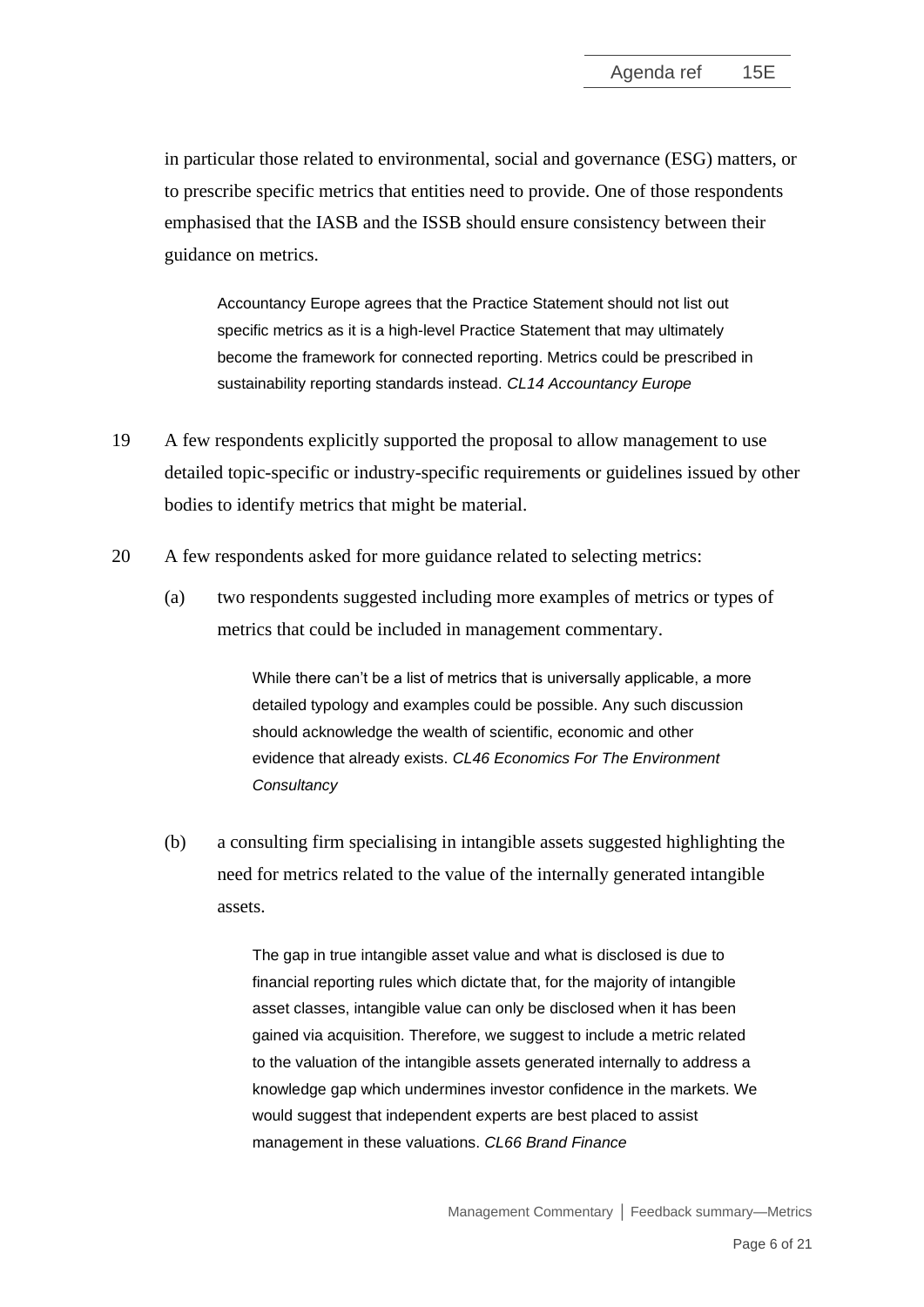in particular those related to environmental, social and governance (ESG) matters, or to prescribe specific metrics that entities need to provide. One of those respondents emphasised that the IASB and the ISSB should ensure consistency between their guidance on metrics.

> Accountancy Europe agrees that the Practice Statement should not list out specific metrics as it is a high-level Practice Statement that may ultimately become the framework for connected reporting. Metrics could be prescribed in sustainability reporting standards instead. *CL14 Accountancy Europe*

19 A few respondents explicitly supported the proposal to allow management to use detailed topic-specific or industry-specific requirements or guidelines issued by other bodies to identify metrics that might be material.

20 A few respondents asked for more guidance related to selecting metrics:

(a) two respondents suggested including more examples of metrics or types of metrics that could be included in management commentary.

> While there can't be a list of metrics that is universally applicable, a more detailed typology and examples could be possible. Any such discussion should acknowledge the wealth of scientific, economic and other evidence that already exists. *CL46 Economics For The Environment Consultancy*

(b) a consulting firm specialising in intangible assets suggested highlighting the need for metrics related to the value of the internally generated intangible assets.

> The gap in true intangible asset value and what is disclosed is due to financial reporting rules which dictate that, for the majority of intangible asset classes, intangible value can only be disclosed when it has been gained via acquisition. Therefore, we suggest to include a metric related to the valuation of the intangible assets generated internally to address a knowledge gap which undermines investor confidence in the markets. We would suggest that independent experts are best placed to assist management in these valuations. *CL66 Brand Finance*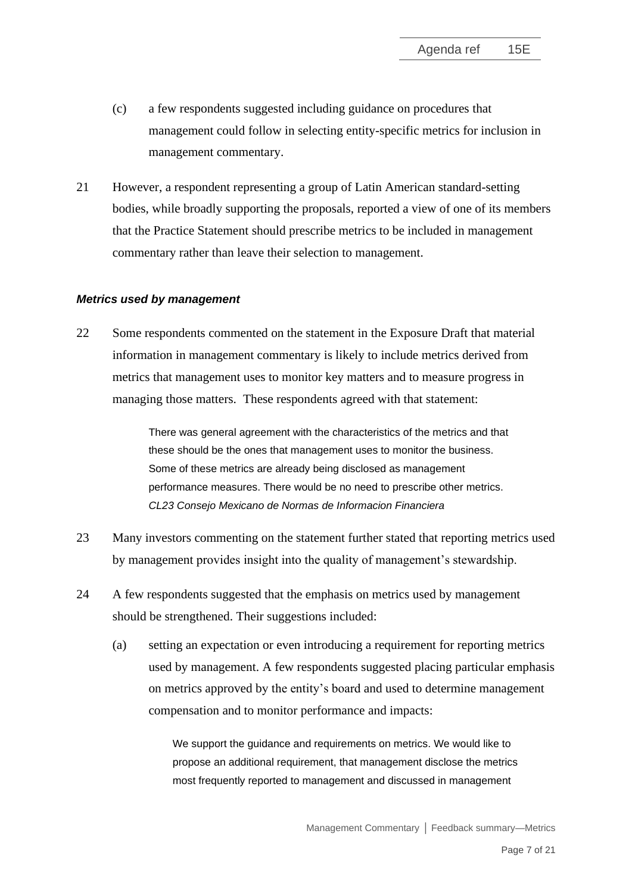(c) a few respondents suggested including guidance on procedures that management could follow in selecting entity-specific metrics for inclusion in management commentary.

21 However, a respondent representing a group of Latin American standard-setting bodies, while broadly supporting the proposals, reported a view of one of its members that the Practice Statement should prescribe metrics to be included in management commentary rather than leave their selection to management.

### *Metrics used by management*

22 Some respondents commented on the statement in the Exposure Draft that material information in management commentary is likely to include metrics derived from metrics that management uses to monitor key matters and to measure progress in managing those matters. These respondents agreed with that statement:

> There was general agreement with the characteristics of the metrics and that these should be the ones that management uses to monitor the business. Some of these metrics are already being disclosed as management performance measures. There would be no need to prescribe other metrics.
> *CL23 Consejo Mexicano de Normas de Informacion Financiera*

23 Many investors commenting on the statement further stated that reporting metrics used by management provides insight into the quality of management's stewardship.

24 A few respondents suggested that the emphasis on metrics used by management should be strengthened. Their suggestions included:

(a) setting an expectation or even introducing a requirement for reporting metrics used by management. A few respondents suggested placing particular emphasis on metrics approved by the entity's board and used to determine management compensation and to monitor performance and impacts:

> We support the guidance and requirements on metrics. We would like to propose an additional requirement, that management disclose the metrics most frequently reported to management and discussed in management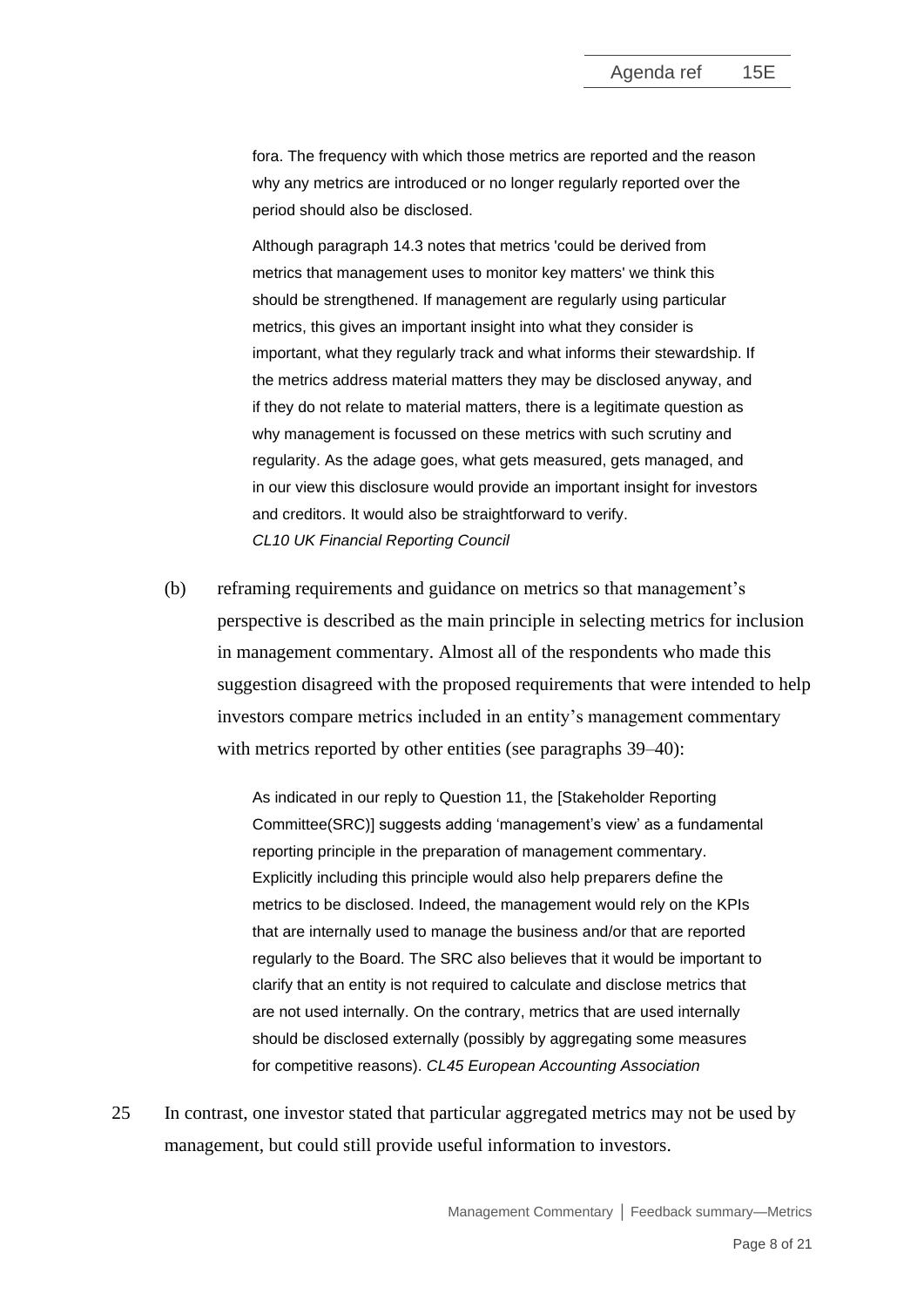> fora. The frequency with which those metrics are reported and the reason why any metrics are introduced or no longer regularly reported over the period should also be disclosed.
>
> Although paragraph 14.3 notes that metrics 'could be derived from metrics that management uses to monitor key matters' we think this should be strengthened. If management are regularly using particular metrics, this gives an important insight into what they consider is important, what they regularly track and what informs their stewardship. If the metrics address material matters they may be disclosed anyway, and if they do not relate to material matters, there is a legitimate question as why management is focussed on these metrics with such scrutiny and regularity. As the adage goes, what gets measured, gets managed, and in our view this disclosure would provide an important insight for investors and creditors. It would also be straightforward to verify. *CL10 UK Financial Reporting Council*

(b) reframing requirements and guidance on metrics so that management's perspective is described as the main principle in selecting metrics for inclusion in management commentary. Almost all of the respondents who made this suggestion disagreed with the proposed requirements that were intended to help investors compare metrics included in an entity's management commentary with metrics reported by other entities (see paragraphs 39–40):

> As indicated in our reply to Question 11, the [Stakeholder Reporting Committee(SRC)] suggests adding 'management's view' as a fundamental reporting principle in the preparation of management commentary. Explicitly including this principle would also help preparers define the metrics to be disclosed. Indeed, the management would rely on the KPIs that are internally used to manage the business and/or that are reported regularly to the Board. The SRC also believes that it would be important to clarify that an entity is not required to calculate and disclose metrics that are not used internally. On the contrary, metrics that are used internally should be disclosed externally (possibly by aggregating some measures for competitive reasons). *CL45 European Accounting Association*

25 In contrast, one investor stated that particular aggregated metrics may not be used by management, but could still provide useful information to investors.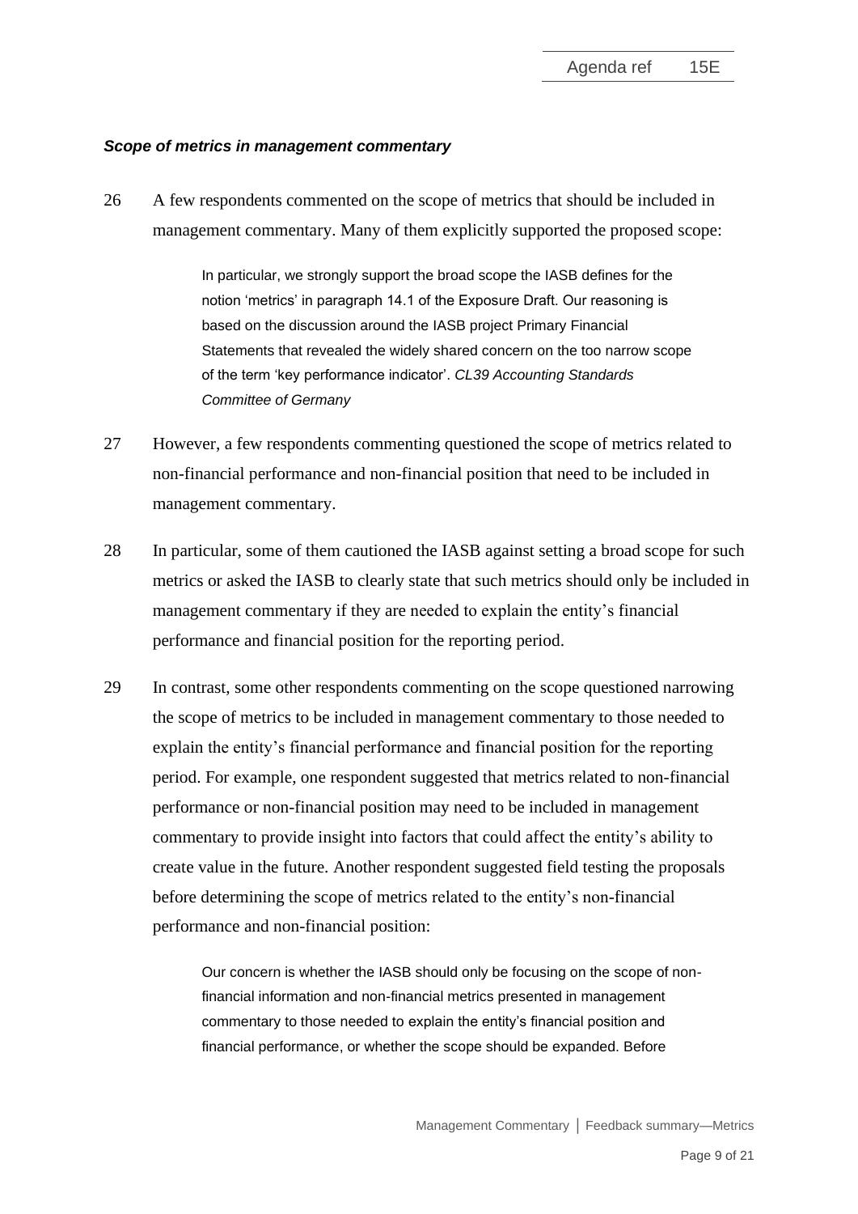***Scope of metrics in management commentary***

26 A few respondents commented on the scope of metrics that should be included in management commentary. Many of them explicitly supported the proposed scope:

> In particular, we strongly support the broad scope the IASB defines for the notion 'metrics' in paragraph 14.1 of the Exposure Draft. Our reasoning is based on the discussion around the IASB project Primary Financial Statements that revealed the widely shared concern on the too narrow scope of the term 'key performance indicator'. *CL39 Accounting Standards Committee of Germany*

27 However, a few respondents commenting questioned the scope of metrics related to non-financial performance and non-financial position that need to be included in management commentary.

28 In particular, some of them cautioned the IASB against setting a broad scope for such metrics or asked the IASB to clearly state that such metrics should only be included in management commentary if they are needed to explain the entity's financial performance and financial position for the reporting period.

29 In contrast, some other respondents commenting on the scope questioned narrowing the scope of metrics to be included in management commentary to those needed to explain the entity's financial performance and financial position for the reporting period. For example, one respondent suggested that metrics related to non-financial performance or non-financial position may need to be included in management commentary to provide insight into factors that could affect the entity's ability to create value in the future. Another respondent suggested field testing the proposals before determining the scope of metrics related to the entity's non-financial performance and non-financial position:

> Our concern is whether the IASB should only be focusing on the scope of non-financial information and non-financial metrics presented in management commentary to those needed to explain the entity's financial position and financial performance, or whether the scope should be expanded. Before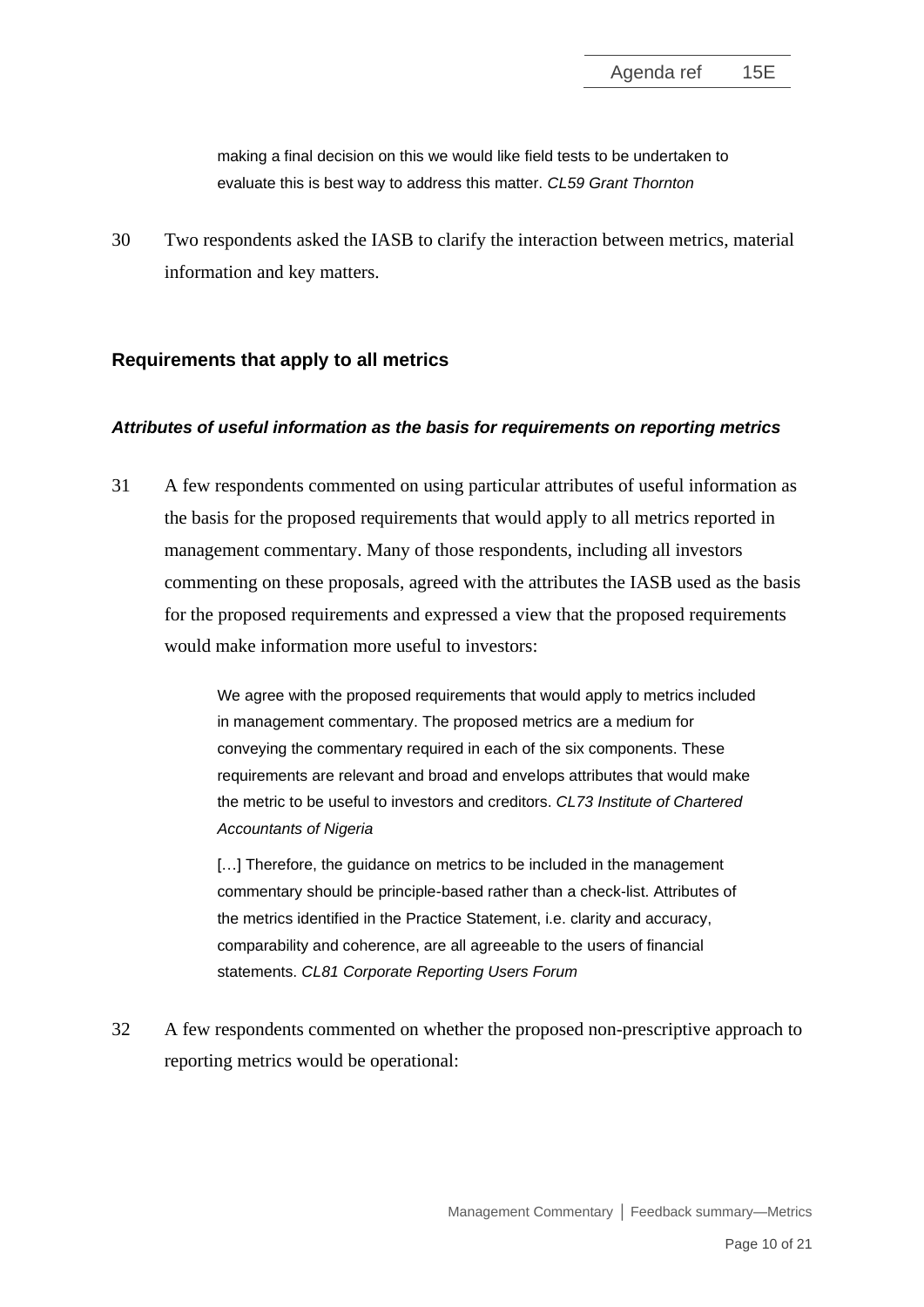> making a final decision on this we would like field tests to be undertaken to evaluate this is best way to address this matter. *CL59 Grant Thornton*

30 Two respondents asked the IASB to clarify the interaction between metrics, material information and key matters.

## Requirements that apply to all metrics

### *Attributes of useful information as the basis for requirements on reporting metrics*

31 A few respondents commented on using particular attributes of useful information as the basis for the proposed requirements that would apply to all metrics reported in management commentary. Many of those respondents, including all investors commenting on these proposals, agreed with the attributes the IASB used as the basis for the proposed requirements and expressed a view that the proposed requirements would make information more useful to investors:

> We agree with the proposed requirements that would apply to metrics included in management commentary. The proposed metrics are a medium for conveying the commentary required in each of the six components. These requirements are relevant and broad and envelops attributes that would make the metric to be useful to investors and creditors. *CL73 Institute of Chartered Accountants of Nigeria*

> […] Therefore, the guidance on metrics to be included in the management commentary should be principle-based rather than a check-list. Attributes of the metrics identified in the Practice Statement, i.e. clarity and accuracy, comparability and coherence, are all agreeable to the users of financial statements. *CL81 Corporate Reporting Users Forum*

32 A few respondents commented on whether the proposed non-prescriptive approach to reporting metrics would be operational: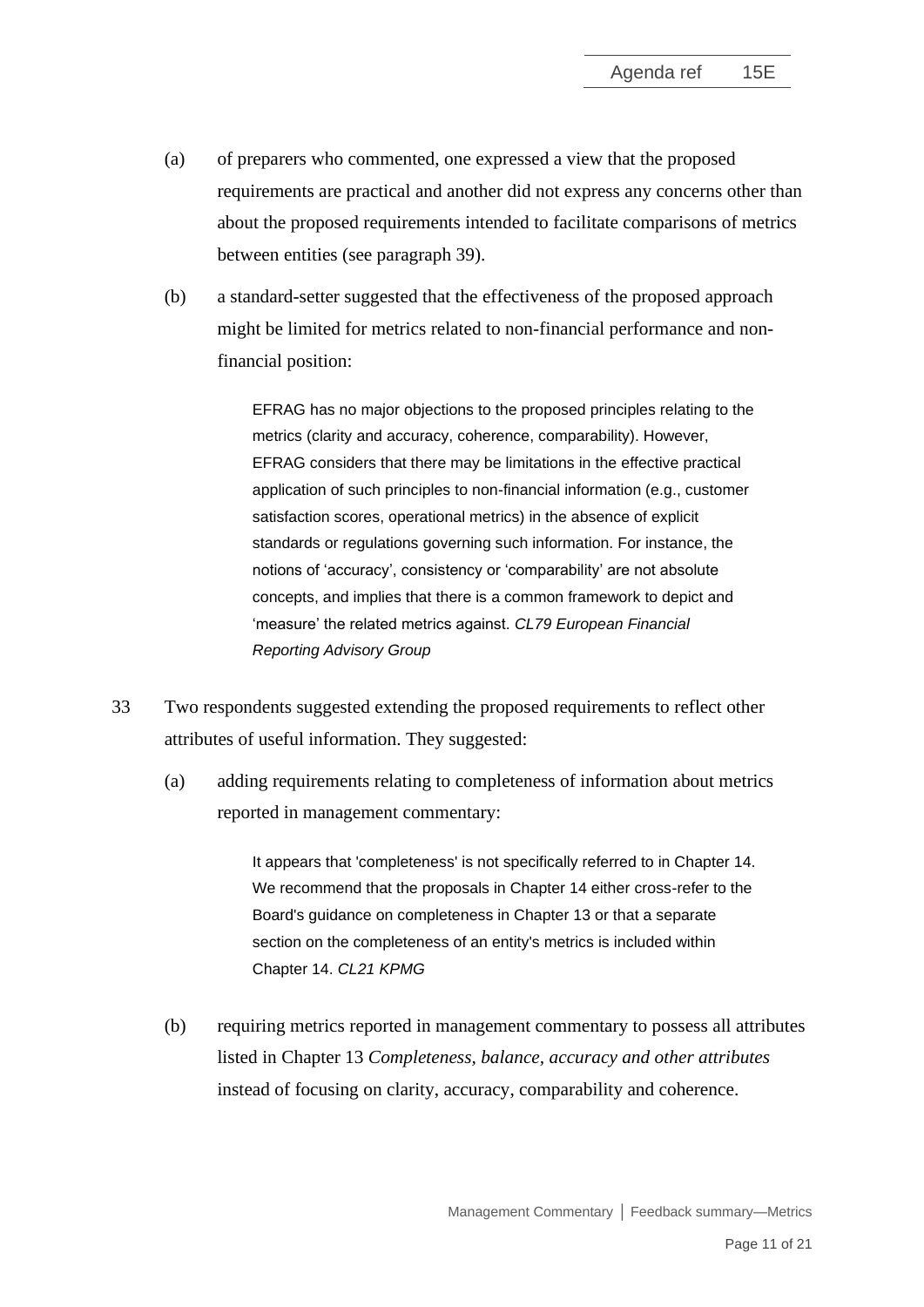(a) of preparers who commented, one expressed a view that the proposed requirements are practical and another did not express any concerns other than about the proposed requirements intended to facilitate comparisons of metrics between entities (see paragraph 39).

(b) a standard-setter suggested that the effectiveness of the proposed approach might be limited for metrics related to non-financial performance and non-financial position:

> EFRAG has no major objections to the proposed principles relating to the metrics (clarity and accuracy, coherence, comparability). However, EFRAG considers that there may be limitations in the effective practical application of such principles to non-financial information (e.g., customer satisfaction scores, operational metrics) in the absence of explicit standards or regulations governing such information. For instance, the notions of 'accuracy', consistency or 'comparability' are not absolute concepts, and implies that there is a common framework to depict and 'measure' the related metrics against. *CL79 European Financial Reporting Advisory Group*

33 Two respondents suggested extending the proposed requirements to reflect other attributes of useful information. They suggested:

(a) adding requirements relating to completeness of information about metrics reported in management commentary:

> It appears that 'completeness' is not specifically referred to in Chapter 14. We recommend that the proposals in Chapter 14 either cross-refer to the Board's guidance on completeness in Chapter 13 or that a separate section on the completeness of an entity's metrics is included within Chapter 14. *CL21 KPMG*

(b) requiring metrics reported in management commentary to possess all attributes listed in Chapter 13 *Completeness, balance, accuracy and other attributes* instead of focusing on clarity, accuracy, comparability and coherence.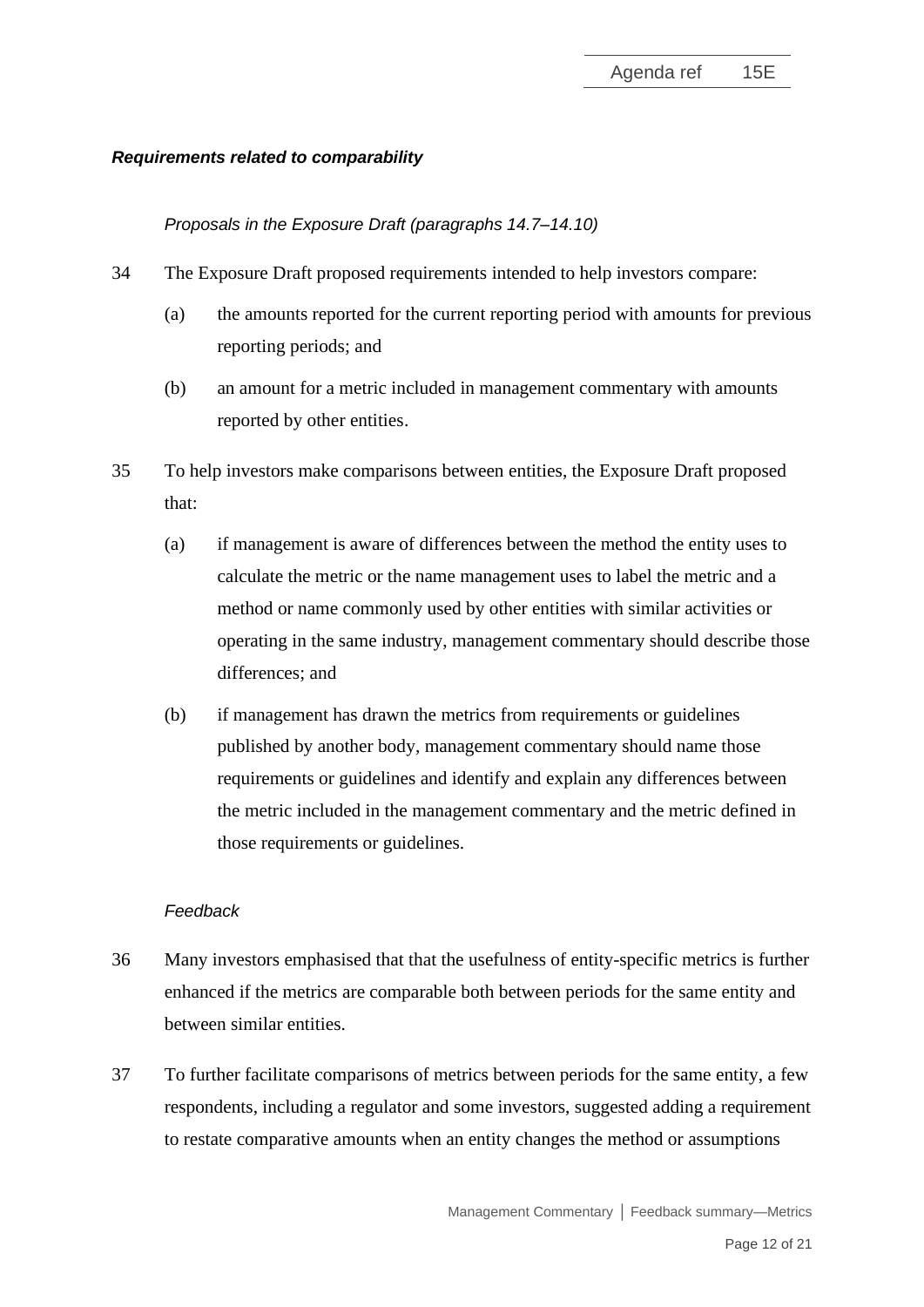***Requirements related to comparability***

*Proposals in the Exposure Draft (paragraphs 14.7–14.10)*

34 The Exposure Draft proposed requirements intended to help investors compare:

(a) the amounts reported for the current reporting period with amounts for previous reporting periods; and

(b) an amount for a metric included in management commentary with amounts reported by other entities.

35 To help investors make comparisons between entities, the Exposure Draft proposed that:

(a) if management is aware of differences between the method the entity uses to calculate the metric or the name management uses to label the metric and a method or name commonly used by other entities with similar activities or operating in the same industry, management commentary should describe those differences; and

(b) if management has drawn the metrics from requirements or guidelines published by another body, management commentary should name those requirements or guidelines and identify and explain any differences between the metric included in the management commentary and the metric defined in those requirements or guidelines.

*Feedback*

36 Many investors emphasised that that the usefulness of entity-specific metrics is further enhanced if the metrics are comparable both between periods for the same entity and between similar entities.

37 To further facilitate comparisons of metrics between periods for the same entity, a few respondents, including a regulator and some investors, suggested adding a requirement to restate comparative amounts when an entity changes the method or assumptions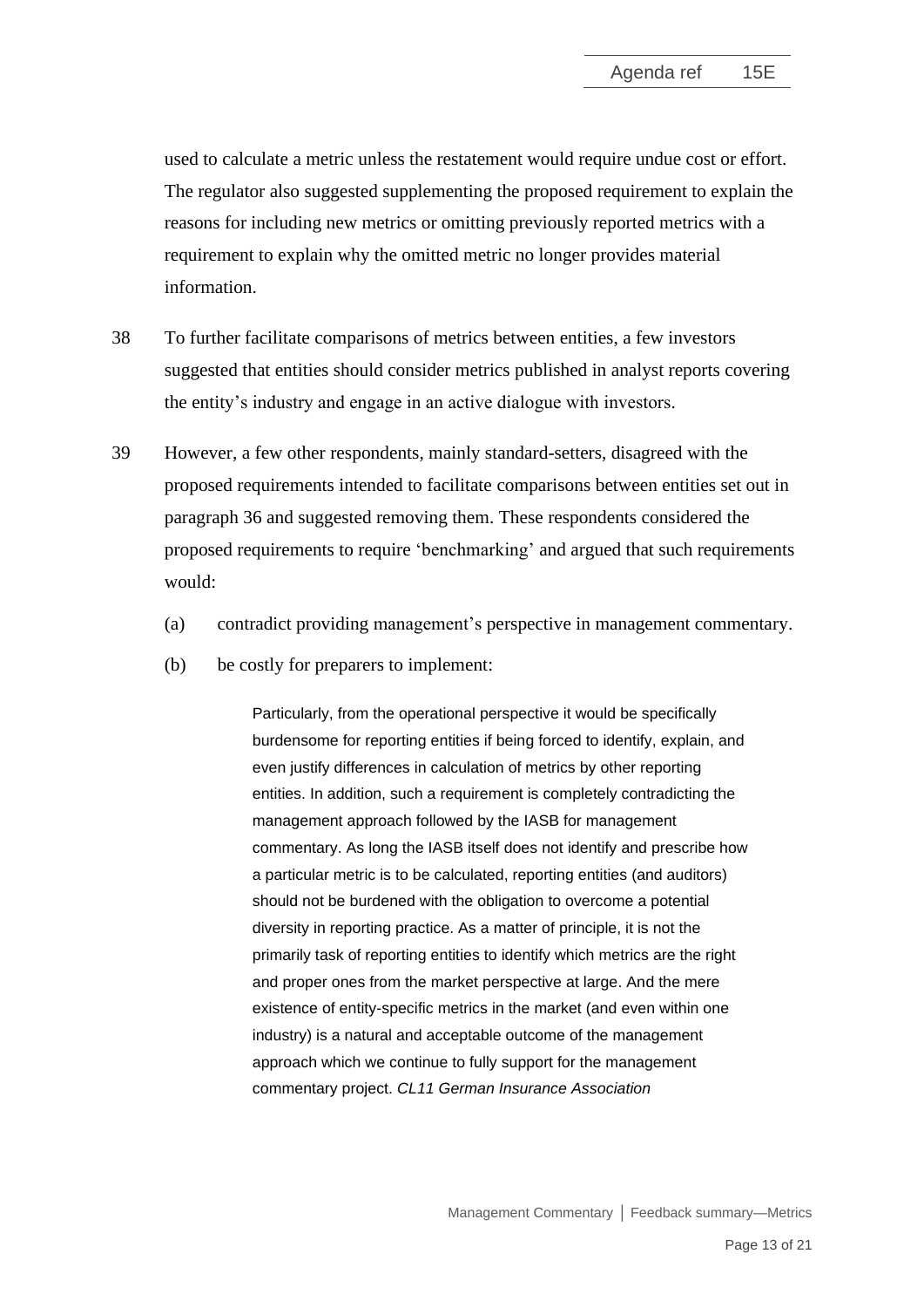used to calculate a metric unless the restatement would require undue cost or effort. The regulator also suggested supplementing the proposed requirement to explain the reasons for including new metrics or omitting previously reported metrics with a requirement to explain why the omitted metric no longer provides material information.

38 To further facilitate comparisons of metrics between entities, a few investors suggested that entities should consider metrics published in analyst reports covering the entity's industry and engage in an active dialogue with investors.

39 However, a few other respondents, mainly standard-setters, disagreed with the proposed requirements intended to facilitate comparisons between entities set out in paragraph 36 and suggested removing them. These respondents considered the proposed requirements to require 'benchmarking' and argued that such requirements would:

(a) contradict providing management's perspective in management commentary.

(b) be costly for preparers to implement:

> Particularly, from the operational perspective it would be specifically burdensome for reporting entities if being forced to identify, explain, and even justify differences in calculation of metrics by other reporting entities. In addition, such a requirement is completely contradicting the management approach followed by the IASB for management commentary. As long the IASB itself does not identify and prescribe how a particular metric is to be calculated, reporting entities (and auditors) should not be burdened with the obligation to overcome a potential diversity in reporting practice. As a matter of principle, it is not the primarily task of reporting entities to identify which metrics are the right and proper ones from the market perspective at large. And the mere existence of entity-specific metrics in the market (and even within one industry) is a natural and acceptable outcome of the management approach which we continue to fully support for the management commentary project. *CL11 German Insurance Association*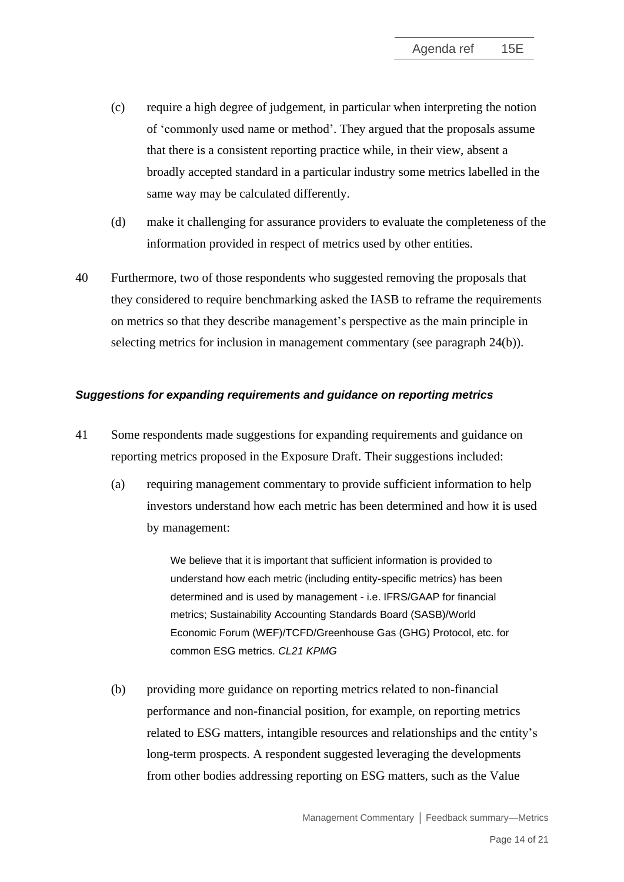(c) require a high degree of judgement, in particular when interpreting the notion of 'commonly used name or method'. They argued that the proposals assume that there is a consistent reporting practice while, in their view, absent a broadly accepted standard in a particular industry some metrics labelled in the same way may be calculated differently.

(d) make it challenging for assurance providers to evaluate the completeness of the information provided in respect of metrics used by other entities.

40 Furthermore, two of those respondents who suggested removing the proposals that they considered to require benchmarking asked the IASB to reframe the requirements on metrics so that they describe management's perspective as the main principle in selecting metrics for inclusion in management commentary (see paragraph 24(b)).

***Suggestions for expanding requirements and guidance on reporting metrics***

41 Some respondents made suggestions for expanding requirements and guidance on reporting metrics proposed in the Exposure Draft. Their suggestions included:

(a) requiring management commentary to provide sufficient information to help investors understand how each metric has been determined and how it is used by management:

> We believe that it is important that sufficient information is provided to understand how each metric (including entity-specific metrics) has been determined and is used by management - i.e. IFRS/GAAP for financial metrics; Sustainability Accounting Standards Board (SASB)/World Economic Forum (WEF)/TCFD/Greenhouse Gas (GHG) Protocol, etc. for common ESG metrics. *CL21 KPMG*

(b) providing more guidance on reporting metrics related to non-financial performance and non-financial position, for example, on reporting metrics related to ESG matters, intangible resources and relationships and the entity's long-term prospects. A respondent suggested leveraging the developments from other bodies addressing reporting on ESG matters, such as the Value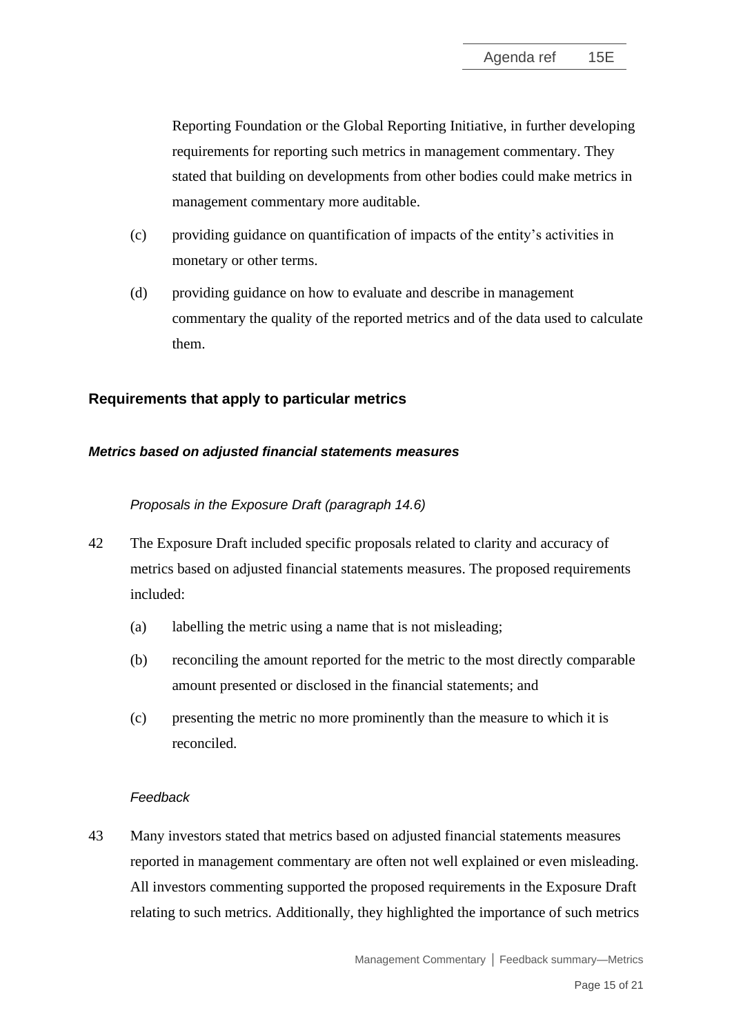Reporting Foundation or the Global Reporting Initiative, in further developing requirements for reporting such metrics in management commentary. They stated that building on developments from other bodies could make metrics in management commentary more auditable.

(c) providing guidance on quantification of impacts of the entity's activities in monetary or other terms.

(d) providing guidance on how to evaluate and describe in management commentary the quality of the reported metrics and of the data used to calculate them.

## Requirements that apply to particular metrics

### *Metrics based on adjusted financial statements measures*

*Proposals in the Exposure Draft (paragraph 14.6)*

42 The Exposure Draft included specific proposals related to clarity and accuracy of metrics based on adjusted financial statements measures. The proposed requirements included:

(a) labelling the metric using a name that is not misleading;

(b) reconciling the amount reported for the metric to the most directly comparable amount presented or disclosed in the financial statements; and

(c) presenting the metric no more prominently than the measure to which it is reconciled.

*Feedback*

43 Many investors stated that metrics based on adjusted financial statements measures reported in management commentary are often not well explained or even misleading. All investors commenting supported the proposed requirements in the Exposure Draft relating to such metrics. Additionally, they highlighted the importance of such metrics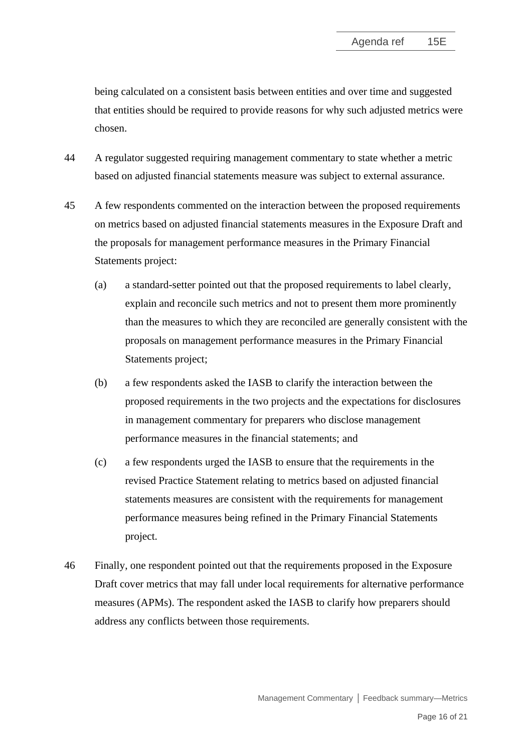being calculated on a consistent basis between entities and over time and suggested that entities should be required to provide reasons for why such adjusted metrics were chosen.

44 A regulator suggested requiring management commentary to state whether a metric based on adjusted financial statements measure was subject to external assurance.

45 A few respondents commented on the interaction between the proposed requirements on metrics based on adjusted financial statements measures in the Exposure Draft and the proposals for management performance measures in the Primary Financial Statements project:

(a) a standard-setter pointed out that the proposed requirements to label clearly, explain and reconcile such metrics and not to present them more prominently than the measures to which they are reconciled are generally consistent with the proposals on management performance measures in the Primary Financial Statements project;

(b) a few respondents asked the IASB to clarify the interaction between the proposed requirements in the two projects and the expectations for disclosures in management commentary for preparers who disclose management performance measures in the financial statements; and

(c) a few respondents urged the IASB to ensure that the requirements in the revised Practice Statement relating to metrics based on adjusted financial statements measures are consistent with the requirements for management performance measures being refined in the Primary Financial Statements project.

46 Finally, one respondent pointed out that the requirements proposed in the Exposure Draft cover metrics that may fall under local requirements for alternative performance measures (APMs). The respondent asked the IASB to clarify how preparers should address any conflicts between those requirements.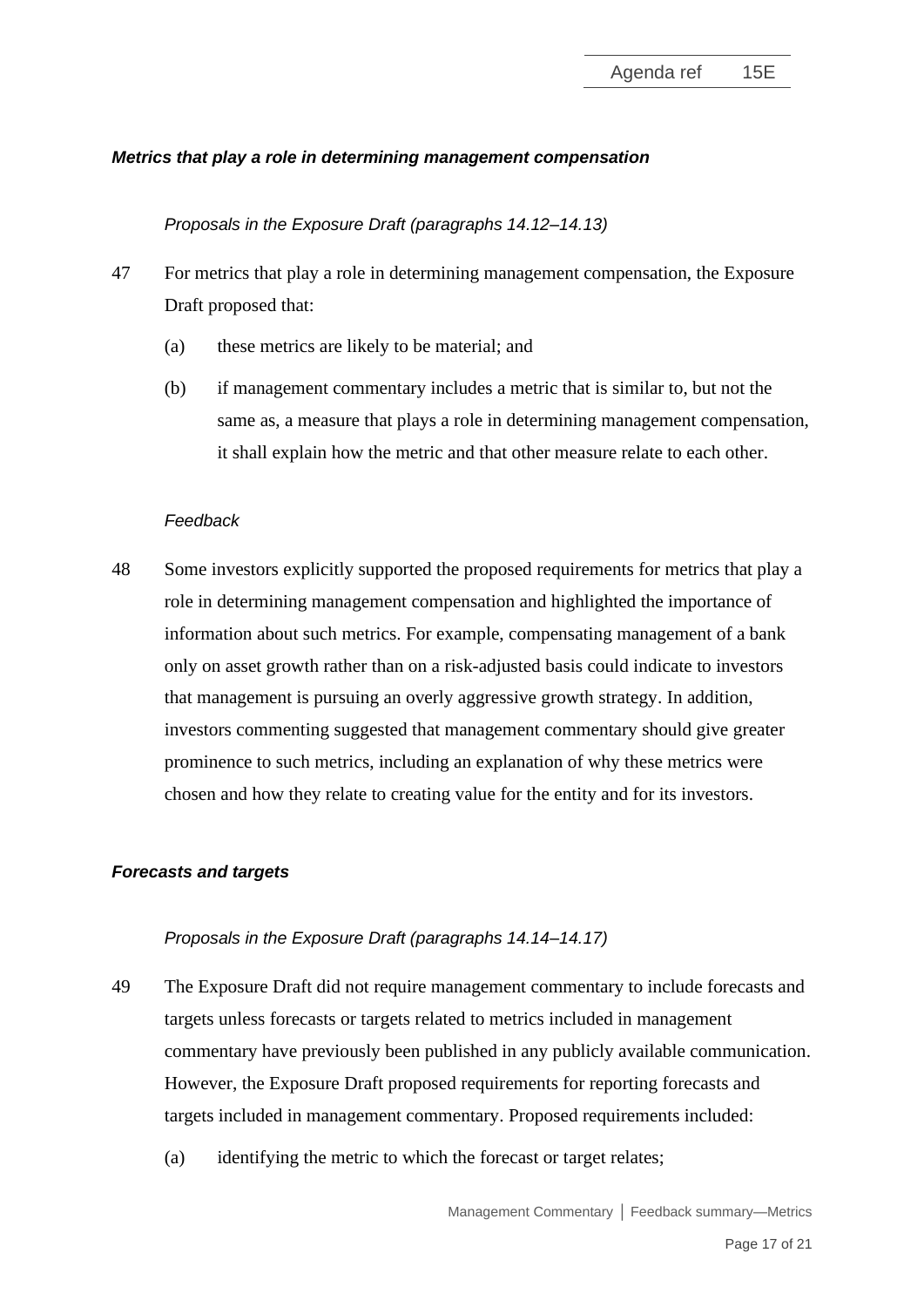### *Metrics that play a role in determining management compensation*

*Proposals in the Exposure Draft (paragraphs 14.12–14.13)*

47 For metrics that play a role in determining management compensation, the Exposure Draft proposed that:

(a) these metrics are likely to be material; and

(b) if management commentary includes a metric that is similar to, but not the same as, a measure that plays a role in determining management compensation, it shall explain how the metric and that other measure relate to each other.

*Feedback*

48 Some investors explicitly supported the proposed requirements for metrics that play a role in determining management compensation and highlighted the importance of information about such metrics. For example, compensating management of a bank only on asset growth rather than on a risk-adjusted basis could indicate to investors that management is pursuing an overly aggressive growth strategy. In addition, investors commenting suggested that management commentary should give greater prominence to such metrics, including an explanation of why these metrics were chosen and how they relate to creating value for the entity and for its investors.

### *Forecasts and targets*

*Proposals in the Exposure Draft (paragraphs 14.14–14.17)*

49 The Exposure Draft did not require management commentary to include forecasts and targets unless forecasts or targets related to metrics included in management commentary have previously been published in any publicly available communication. However, the Exposure Draft proposed requirements for reporting forecasts and targets included in management commentary. Proposed requirements included:

(a) identifying the metric to which the forecast or target relates;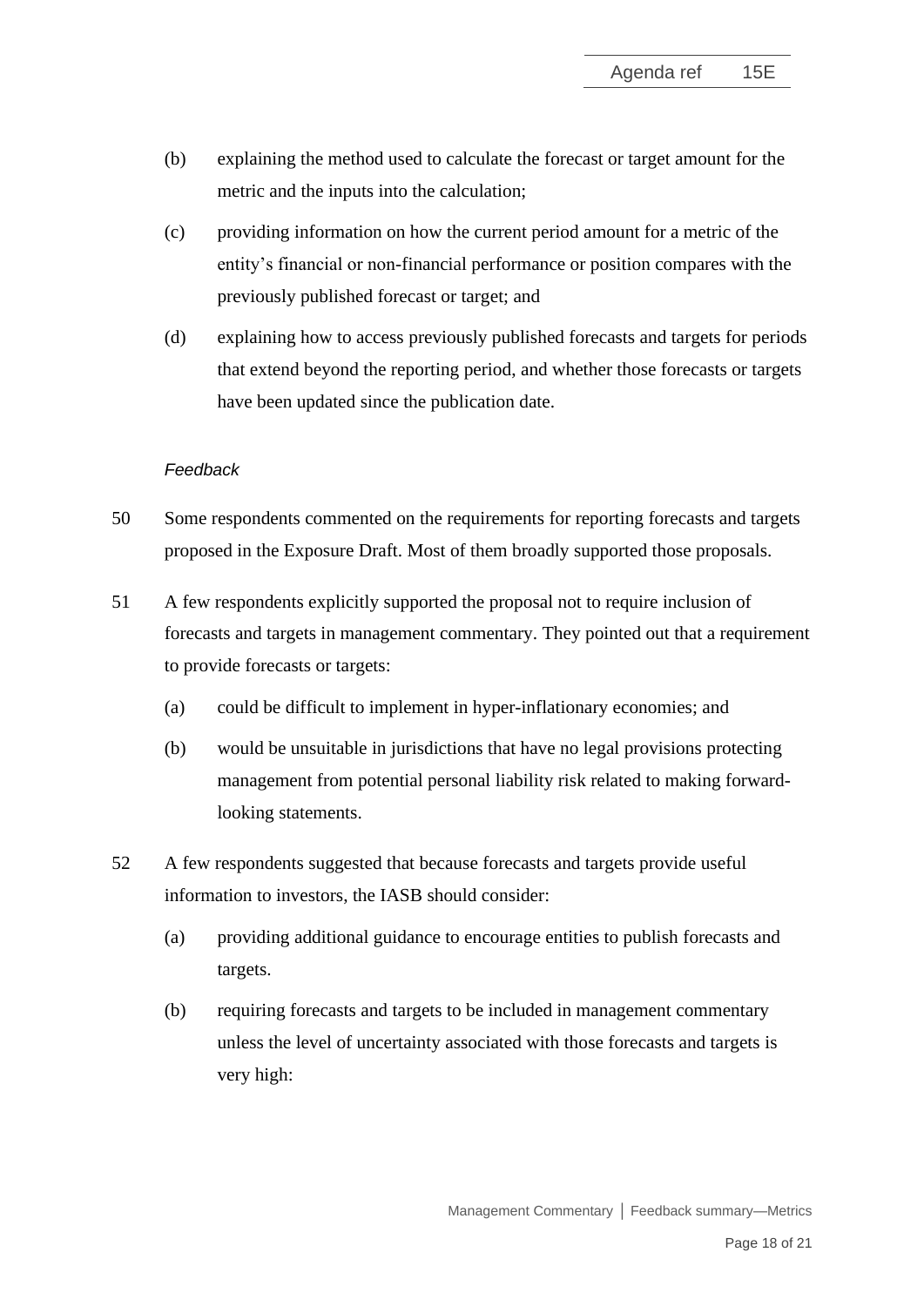(b) explaining the method used to calculate the forecast or target amount for the metric and the inputs into the calculation;

(c) providing information on how the current period amount for a metric of the entity's financial or non-financial performance or position compares with the previously published forecast or target; and

(d) explaining how to access previously published forecasts and targets for periods that extend beyond the reporting period, and whether those forecasts or targets have been updated since the publication date.

*Feedback*

50 Some respondents commented on the requirements for reporting forecasts and targets proposed in the Exposure Draft. Most of them broadly supported those proposals.

51 A few respondents explicitly supported the proposal not to require inclusion of forecasts and targets in management commentary. They pointed out that a requirement to provide forecasts or targets:

(a) could be difficult to implement in hyper-inflationary economies; and

(b) would be unsuitable in jurisdictions that have no legal provisions protecting management from potential personal liability risk related to making forward-looking statements.

52 A few respondents suggested that because forecasts and targets provide useful information to investors, the IASB should consider:

(a) providing additional guidance to encourage entities to publish forecasts and targets.

(b) requiring forecasts and targets to be included in management commentary unless the level of uncertainty associated with those forecasts and targets is very high: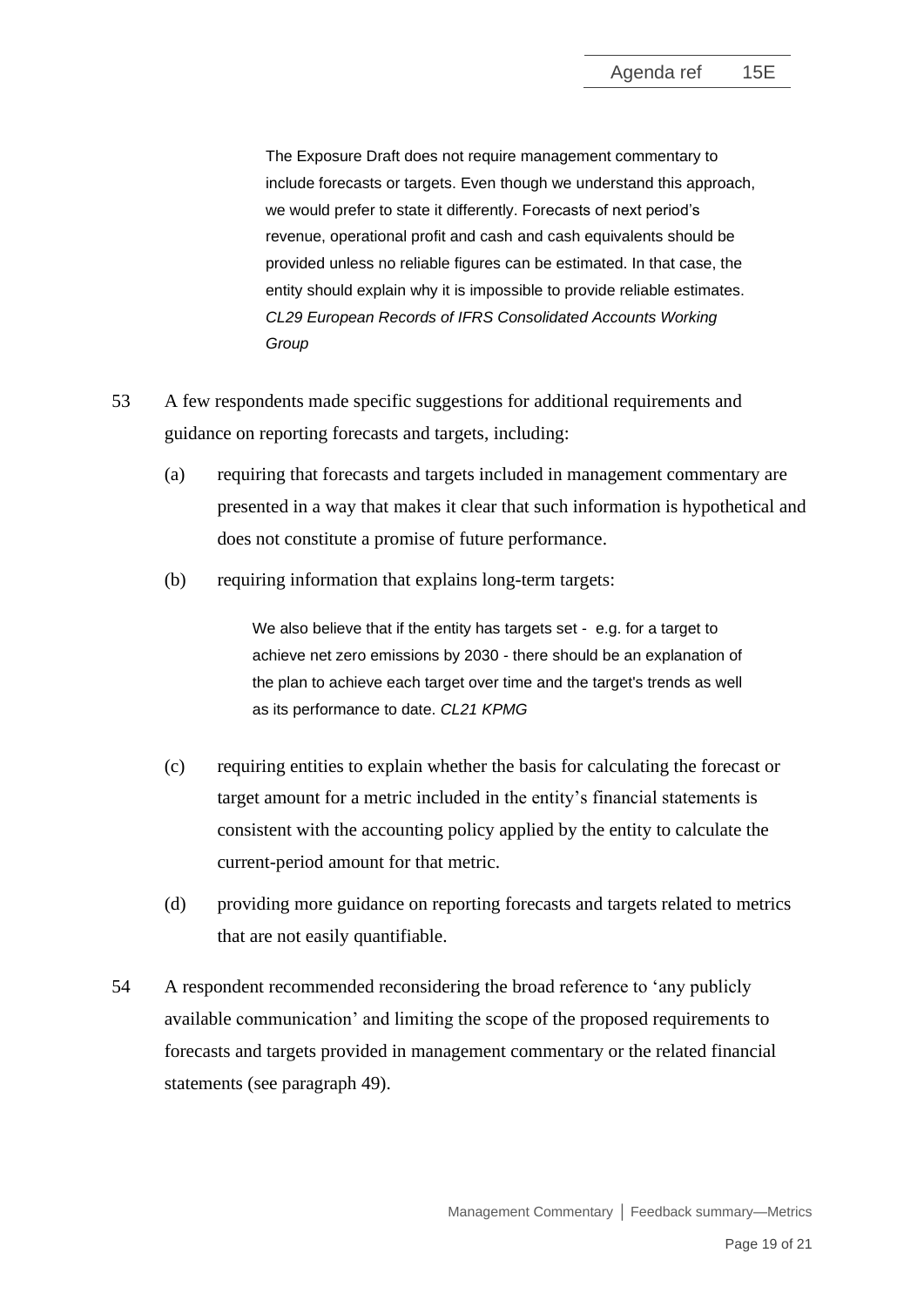> The Exposure Draft does not require management commentary to include forecasts or targets. Even though we understand this approach, we would prefer to state it differently. Forecasts of next period's revenue, operational profit and cash and cash equivalents should be provided unless no reliable figures can be estimated. In that case, the entity should explain why it is impossible to provide reliable estimates. *CL29 European Records of IFRS Consolidated Accounts Working Group*

53 A few respondents made specific suggestions for additional requirements and guidance on reporting forecasts and targets, including:

(a) requiring that forecasts and targets included in management commentary are presented in a way that makes it clear that such information is hypothetical and does not constitute a promise of future performance.

(b) requiring information that explains long-term targets:

> We also believe that if the entity has targets set - e.g. for a target to achieve net zero emissions by 2030 - there should be an explanation of the plan to achieve each target over time and the target's trends as well as its performance to date. *CL21 KPMG*

(c) requiring entities to explain whether the basis for calculating the forecast or target amount for a metric included in the entity's financial statements is consistent with the accounting policy applied by the entity to calculate the current-period amount for that metric.

(d) providing more guidance on reporting forecasts and targets related to metrics that are not easily quantifiable.

54 A respondent recommended reconsidering the broad reference to 'any publicly available communication' and limiting the scope of the proposed requirements to forecasts and targets provided in management commentary or the related financial statements (see paragraph 49).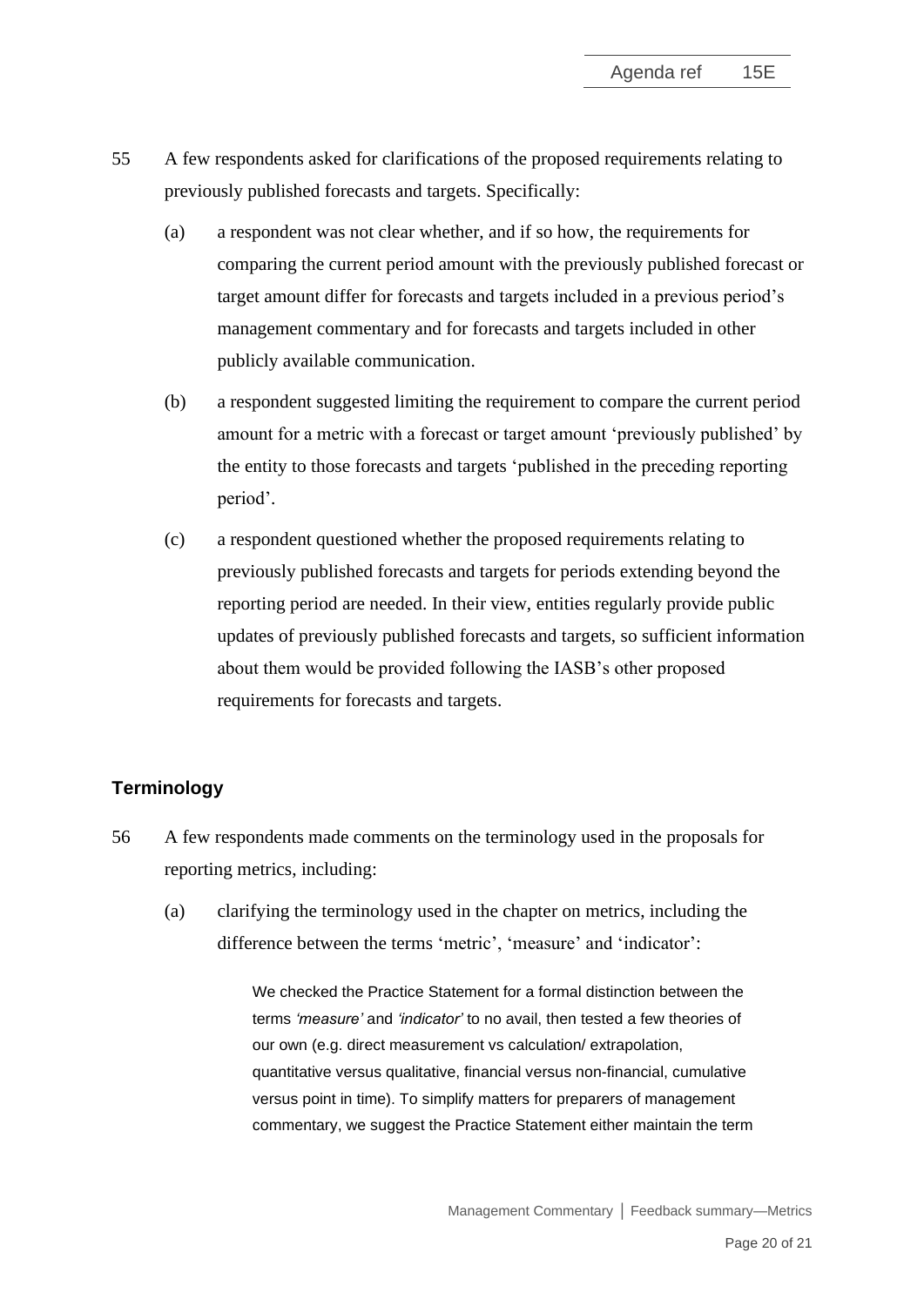55 A few respondents asked for clarifications of the proposed requirements relating to previously published forecasts and targets. Specifically:

(a) a respondent was not clear whether, and if so how, the requirements for comparing the current period amount with the previously published forecast or target amount differ for forecasts and targets included in a previous period's management commentary and for forecasts and targets included in other publicly available communication.

(b) a respondent suggested limiting the requirement to compare the current period amount for a metric with a forecast or target amount 'previously published' by the entity to those forecasts and targets 'published in the preceding reporting period'.

(c) a respondent questioned whether the proposed requirements relating to previously published forecasts and targets for periods extending beyond the reporting period are needed. In their view, entities regularly provide public updates of previously published forecasts and targets, so sufficient information about them would be provided following the IASB's other proposed requirements for forecasts and targets.

### Terminology

56 A few respondents made comments on the terminology used in the proposals for reporting metrics, including:

(a) clarifying the terminology used in the chapter on metrics, including the difference between the terms 'metric', 'measure' and 'indicator':

> We checked the Practice Statement for a formal distinction between the terms *'measure'* and *'indicator'* to no avail, then tested a few theories of our own (e.g. direct measurement vs calculation/ extrapolation, quantitative versus qualitative, financial versus non-financial, cumulative versus point in time). To simplify matters for preparers of management commentary, we suggest the Practice Statement either maintain the term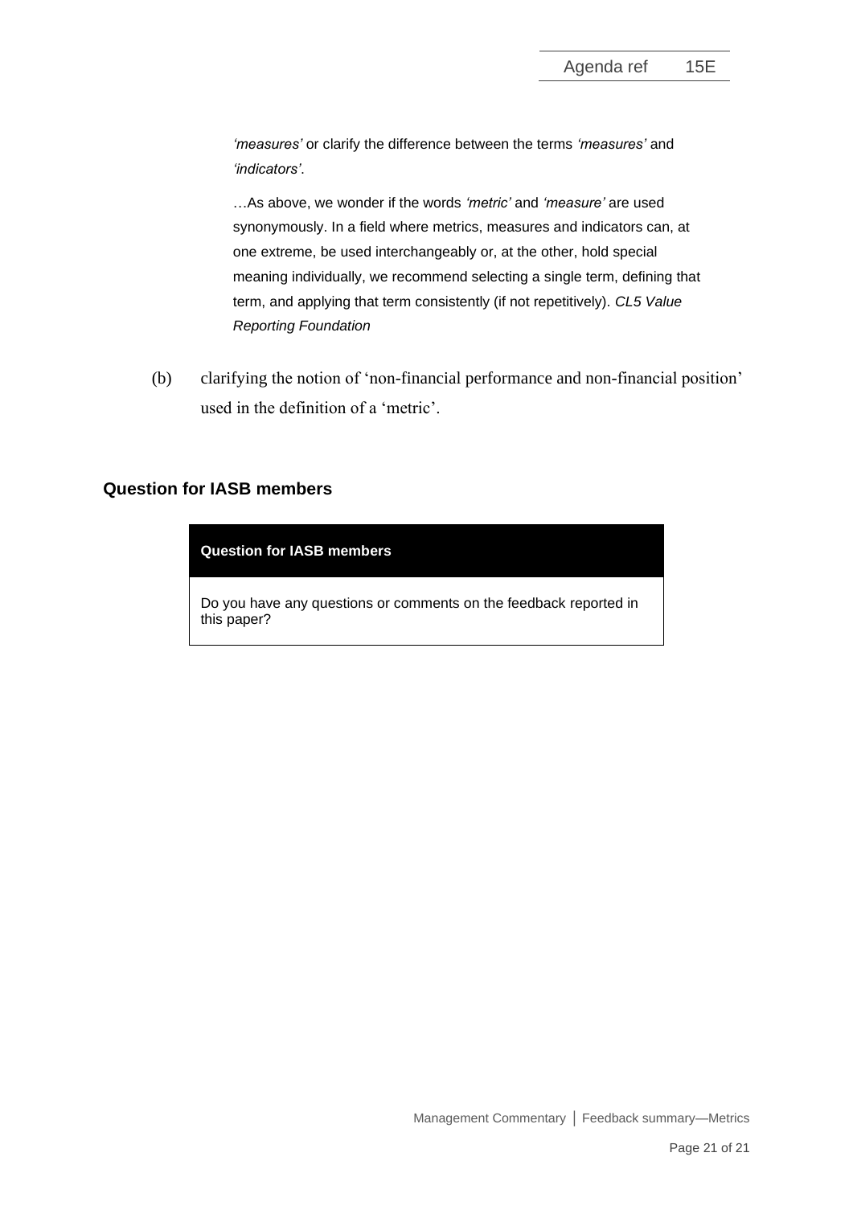*'measures'* or clarify the difference between the terms *'measures'* and *'indicators'*.

…As above, we wonder if the words *'metric'* and *'measure'* are used synonymously. In a field where metrics, measures and indicators can, at one extreme, be used interchangeably or, at the other, hold special meaning individually, we recommend selecting a single term, defining that term, and applying that term consistently (if not repetitively). *CL5 Value Reporting Foundation*

(b) clarifying the notion of 'non-financial performance and non-financial position' used in the definition of a 'metric'.

## Question for IASB members

| **Question for IASB members** |
|---|
| Do you have any questions or comments on the feedback reported in this paper? |